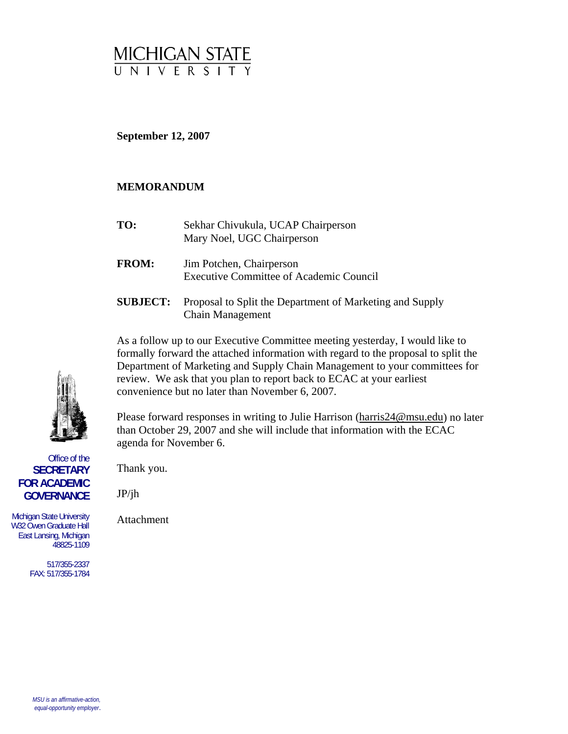# MICHIGAN STATE UNIVERSITY

**September 12, 2007**

**MEMORANDUM**

**TO:** Sekhar Chivukula, UCAP Chairperson
Mary Noel, UGC Chairperson

**FROM:** Jim Potchen, Chairperson
Executive Committee of Academic Council

**SUBJECT:** Proposal to Split the Department of Marketing and Supply Chain Management

As a follow up to our Executive Committee meeting yesterday, I would like to formally forward the attached information with regard to the proposal to split the Department of Marketing and Supply Chain Management to your committees for review. We ask that you plan to report back to ECAC at your earliest convenience but no later than November 6, 2007.

Please forward responses in writing to Julie Harrison (harris24@msu.edu) no later than October 29, 2007 and she will include that information with the ECAC agenda for November 6.

Thank you.

JP/jh

Attachment

Office of the **SECRETARY FOR ACADEMIC GOVERNANCE**

Michigan State University
W32 Owen Graduate Hall
East Lansing, Michigan
48825-1109

517/355-2337
FAX: 517/355-1784

*MSU is an affirmative-action, equal-opportunity employer.*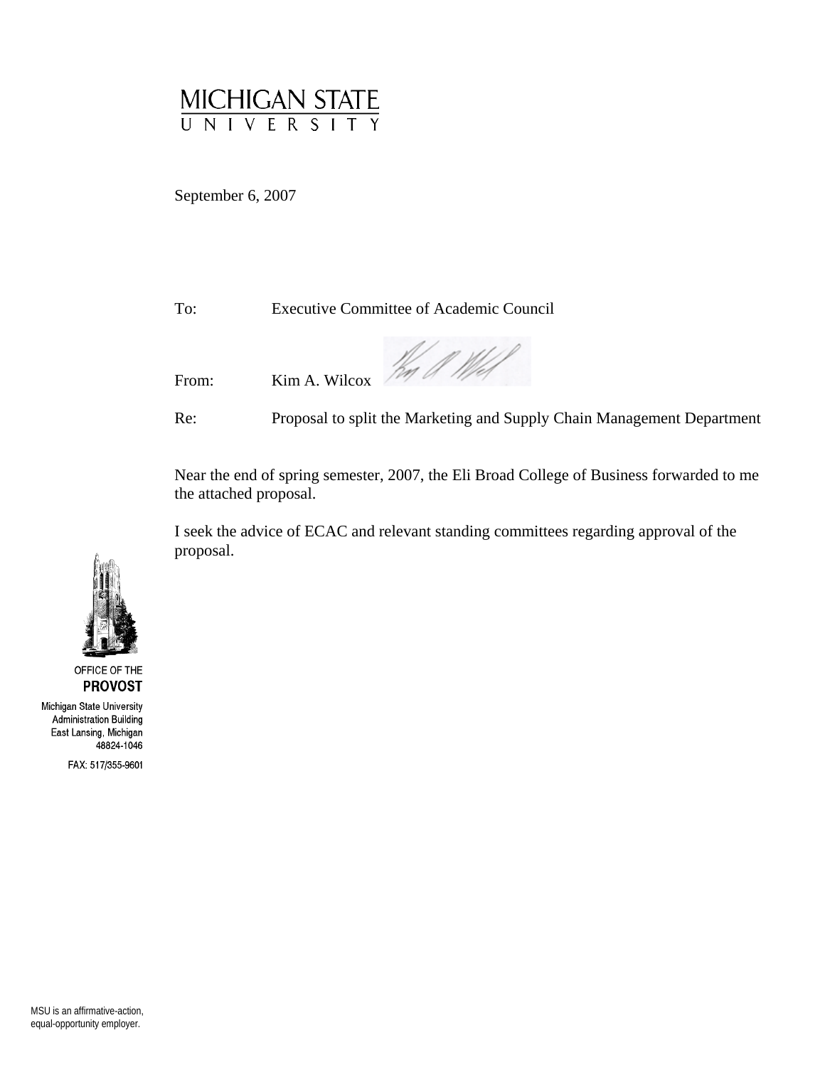# MICHIGAN STATE UNIVERSITY

September 6, 2007

To: Executive Committee of Academic Council

From: Kim A. Wilcox

Re: Proposal to split the Marketing and Supply Chain Management Department

Near the end of spring semester, 2007, the Eli Broad College of Business forwarded to me the attached proposal.

I seek the advice of ECAC and relevant standing committees regarding approval of the proposal.

OFFICE OF THE
**PROVOST**

Michigan State University
Administration Building
East Lansing, Michigan
48824-1046

FAX: 517/355-9601

MSU is an affirmative-action, equal-opportunity employer.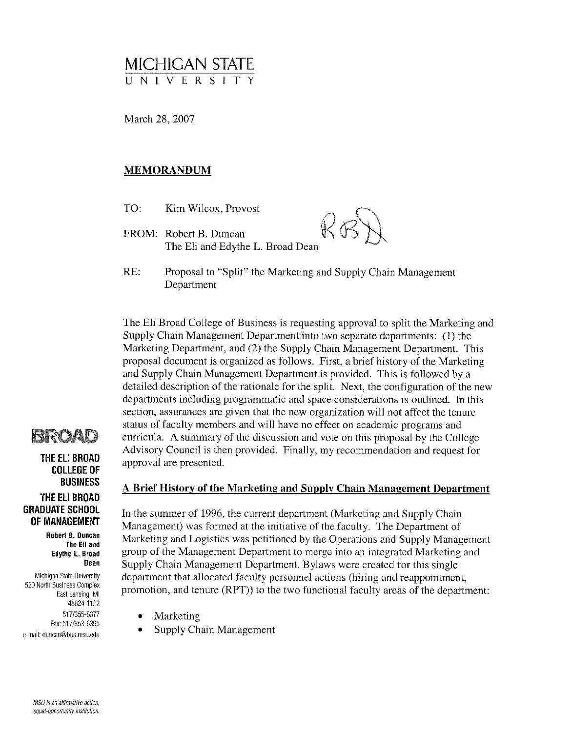# MICHIGAN STATE UNIVERSITY

March 28, 2007

## MEMORANDUM

TO: Kim Wilcox, Provost

FROM: Robert B. Duncan
The Eli and Edythe L. Broad Dean

RE: Proposal to "Split" the Marketing and Supply Chain Management Department

The Eli Broad College of Business is requesting approval to split the Marketing and Supply Chain Management Department into two separate departments: (1) the Marketing Department, and (2) the Supply Chain Management Department. This proposal document is organized as follows. First, a brief history of the Marketing and Supply Chain Management Department is provided. This is followed by a detailed description of the rationale for the split. Next, the configuration of the new departments including programmatic and space considerations is outlined. In this section, assurances are given that the new organization will not affect the tenure status of faculty members and will have no effect on academic programs and curricula. A summary of the discussion and vote on this proposal by the College Advisory Council is then provided. Finally, my recommendation and request for approval are presented.

### A Brief History of the Marketing and Supply Chain Management Department

In the summer of 1996, the current department (Marketing and Supply Chain Management) was formed at the initiative of the faculty. The Department of Marketing and Logistics was petitioned by the Operations and Supply Management group of the Management Department to merge into an integrated Marketing and Supply Chain Management Department. Bylaws were created for this single department that allocated faculty personnel actions (hiring and reappointment, promotion, and tenure (RPT)) to the two functional faculty areas of the department:

- Marketing
- Supply Chain Management

BROAD
THE ELI BROAD COLLEGE OF BUSINESS
THE ELI BROAD GRADUATE SCHOOL OF MANAGEMENT

Robert B. Duncan
The Eli and Edythe L. Broad Dean

Michigan State University
520 North Business Complex
East Lansing, MI
48824-1122
517/355-8377
Fax: 517/353-6395
e-mail: duncan@bus.msu.edu

*MSU is an affirmative-action, equal-opportunity institution.*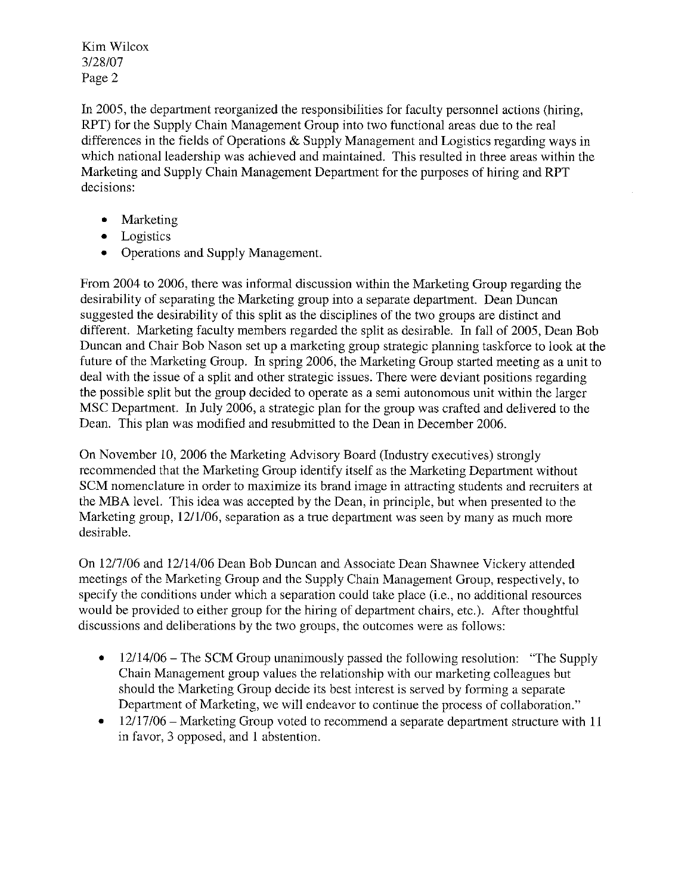In 2005, the department reorganized the responsibilities for faculty personnel actions (hiring, RPT) for the Supply Chain Management Group into two functional areas due to the real differences in the fields of Operations & Supply Management and Logistics regarding ways in which national leadership was achieved and maintained. This resulted in three areas within the Marketing and Supply Chain Management Department for the purposes of hiring and RPT decisions:

- Marketing
- Logistics
- Operations and Supply Management.

From 2004 to 2006, there was informal discussion within the Marketing Group regarding the desirability of separating the Marketing group into a separate department. Dean Duncan suggested the desirability of this split as the disciplines of the two groups are distinct and different. Marketing faculty members regarded the split as desirable. In fall of 2005, Dean Bob Duncan and Chair Bob Nason set up a marketing group strategic planning taskforce to look at the future of the Marketing Group. In spring 2006, the Marketing Group started meeting as a unit to deal with the issue of a split and other strategic issues. There were deviant positions regarding the possible split but the group decided to operate as a semi autonomous unit within the larger MSC Department. In July 2006, a strategic plan for the group was crafted and delivered to the Dean. This plan was modified and resubmitted to the Dean in December 2006.

On November 10, 2006 the Marketing Advisory Board (Industry executives) strongly recommended that the Marketing Group identify itself as the Marketing Department without SCM nomenclature in order to maximize its brand image in attracting students and recruiters at the MBA level. This idea was accepted by the Dean, in principle, but when presented to the Marketing group, 12/1/06, separation as a true department was seen by many as much more desirable.

On 12/7/06 and 12/14/06 Dean Bob Duncan and Associate Dean Shawnee Vickery attended meetings of the Marketing Group and the Supply Chain Management Group, respectively, to specify the conditions under which a separation could take place (i.e., no additional resources would be provided to either group for the hiring of department chairs, etc.). After thoughtful discussions and deliberations by the two groups, the outcomes were as follows:

- 12/14/06 – The SCM Group unanimously passed the following resolution: "The Supply Chain Management group values the relationship with our marketing colleagues but should the Marketing Group decide its best interest is served by forming a separate Department of Marketing, we will endeavor to continue the process of collaboration."
- 12/17/06 – Marketing Group voted to recommend a separate department structure with 11 in favor, 3 opposed, and 1 abstention.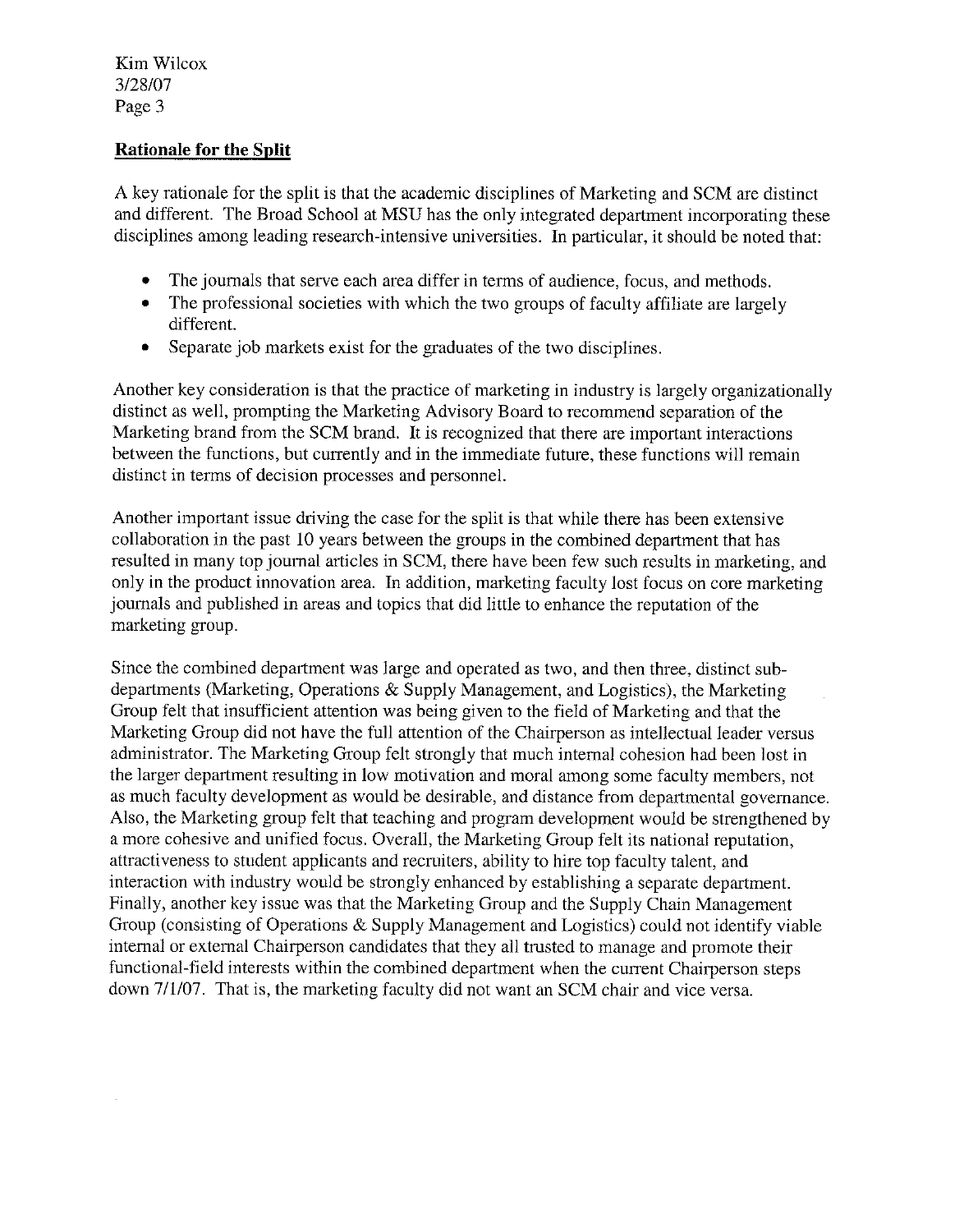## Rationale for the Split

A key rationale for the split is that the academic disciplines of Marketing and SCM are distinct and different. The Broad School at MSU has the only integrated department incorporating these disciplines among leading research-intensive universities. In particular, it should be noted that:

- The journals that serve each area differ in terms of audience, focus, and methods.
- The professional societies with which the two groups of faculty affiliate are largely different.
- Separate job markets exist for the graduates of the two disciplines.

Another key consideration is that the practice of marketing in industry is largely organizationally distinct as well, prompting the Marketing Advisory Board to recommend separation of the Marketing brand from the SCM brand. It is recognized that there are important interactions between the functions, but currently and in the immediate future, these functions will remain distinct in terms of decision processes and personnel.

Another important issue driving the case for the split is that while there has been extensive collaboration in the past 10 years between the groups in the combined department that has resulted in many top journal articles in SCM, there have been few such results in marketing, and only in the product innovation area. In addition, marketing faculty lost focus on core marketing journals and published in areas and topics that did little to enhance the reputation of the marketing group.

Since the combined department was large and operated as two, and then three, distinct sub-departments (Marketing, Operations & Supply Management, and Logistics), the Marketing Group felt that insufficient attention was being given to the field of Marketing and that the Marketing Group did not have the full attention of the Chairperson as intellectual leader versus administrator. The Marketing Group felt strongly that much internal cohesion had been lost in the larger department resulting in low motivation and moral among some faculty members, not as much faculty development as would be desirable, and distance from departmental governance. Also, the Marketing group felt that teaching and program development would be strengthened by a more cohesive and unified focus. Overall, the Marketing Group felt its national reputation, attractiveness to student applicants and recruiters, ability to hire top faculty talent, and interaction with industry would be strongly enhanced by establishing a separate department. Finally, another key issue was that the Marketing Group and the Supply Chain Management Group (consisting of Operations & Supply Management and Logistics) could not identify viable internal or external Chairperson candidates that they all trusted to manage and promote their functional-field interests within the combined department when the current Chairperson steps down 7/1/07. That is, the marketing faculty did not want an SCM chair and vice versa.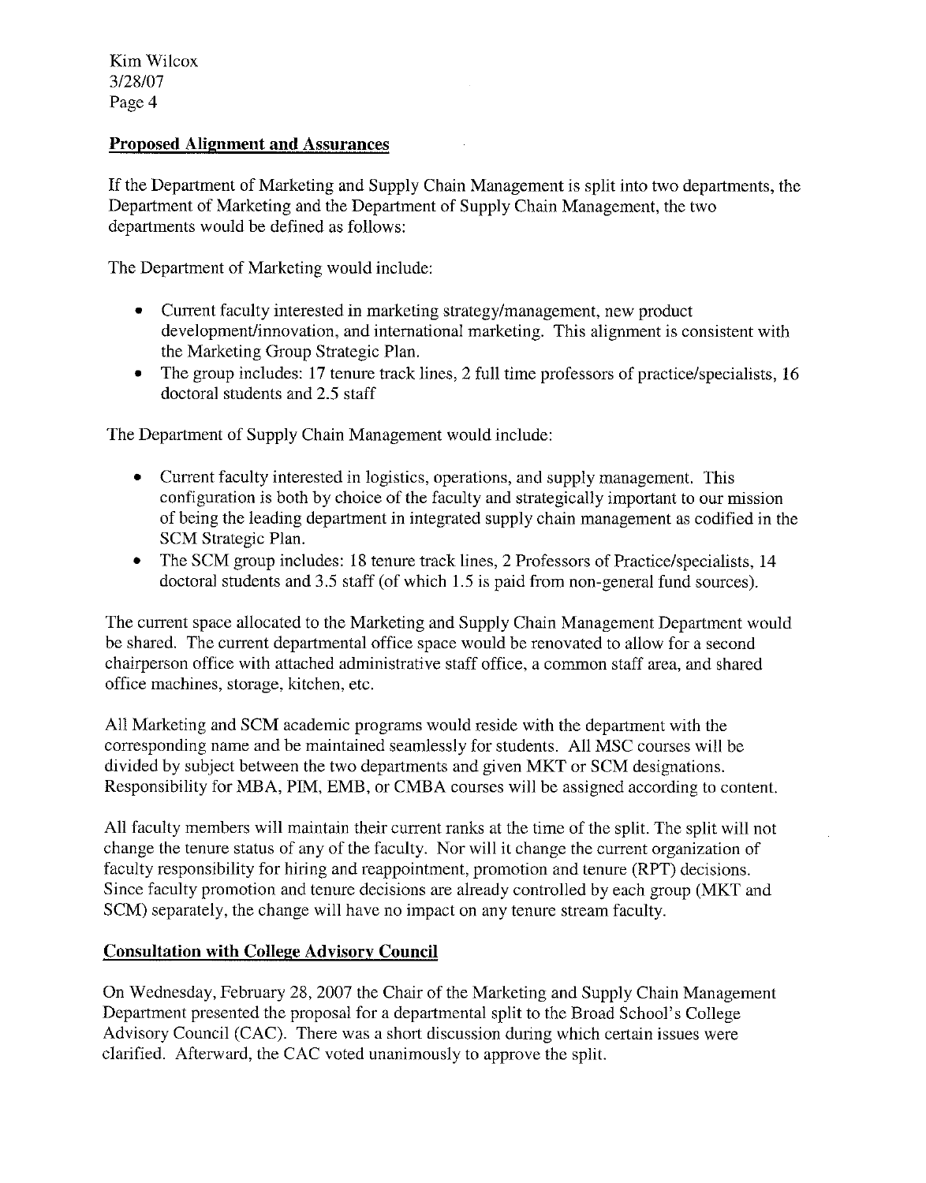## Proposed Alignment and Assurances

If the Department of Marketing and Supply Chain Management is split into two departments, the Department of Marketing and the Department of Supply Chain Management, the two departments would be defined as follows:

The Department of Marketing would include:

- Current faculty interested in marketing strategy/management, new product development/innovation, and international marketing. This alignment is consistent with the Marketing Group Strategic Plan.
- The group includes: 17 tenure track lines, 2 full time professors of practice/specialists, 16 doctoral students and 2.5 staff

The Department of Supply Chain Management would include:

- Current faculty interested in logistics, operations, and supply management. This configuration is both by choice of the faculty and strategically important to our mission of being the leading department in integrated supply chain management as codified in the SCM Strategic Plan.
- The SCM group includes: 18 tenure track lines, 2 Professors of Practice/specialists, 14 doctoral students and 3.5 staff (of which 1.5 is paid from non-general fund sources).

The current space allocated to the Marketing and Supply Chain Management Department would be shared. The current departmental office space would be renovated to allow for a second chairperson office with attached administrative staff office, a common staff area, and shared office machines, storage, kitchen, etc.

All Marketing and SCM academic programs would reside with the department with the corresponding name and be maintained seamlessly for students. All MSC courses will be divided by subject between the two departments and given MKT or SCM designations. Responsibility for MBA, PIM, EMB, or CMBA courses will be assigned according to content.

All faculty members will maintain their current ranks at the time of the split. The split will not change the tenure status of any of the faculty. Nor will it change the current organization of faculty responsibility for hiring and reappointment, promotion and tenure (RPT) decisions. Since faculty promotion and tenure decisions are already controlled by each group (MKT and SCM) separately, the change will have no impact on any tenure stream faculty.

## Consultation with College Advisory Council

On Wednesday, February 28, 2007 the Chair of the Marketing and Supply Chain Management Department presented the proposal for a departmental split to the Broad School's College Advisory Council (CAC). There was a short discussion during which certain issues were clarified. Afterward, the CAC voted unanimously to approve the split.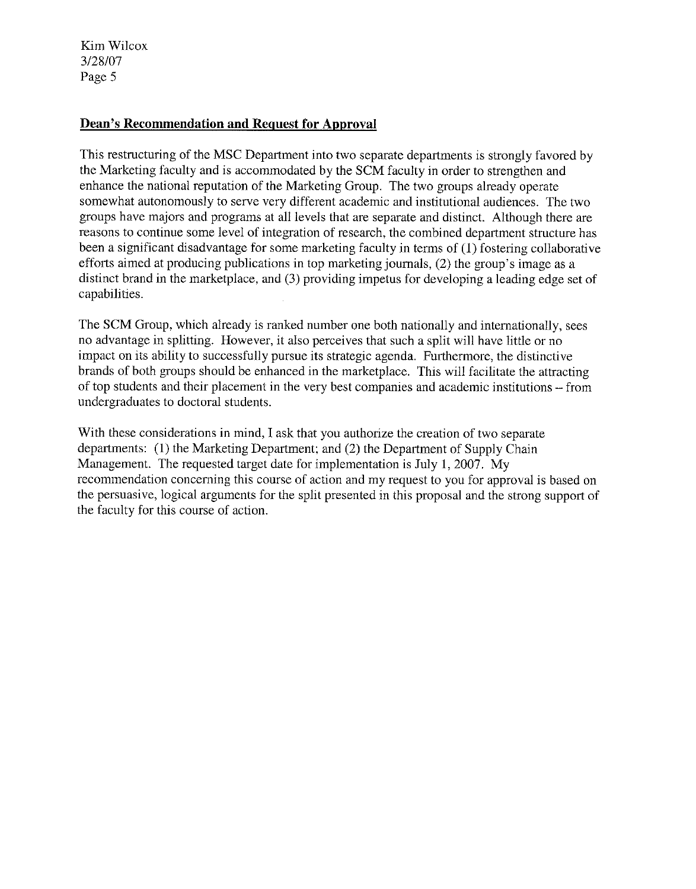## Dean's Recommendation and Request for Approval

This restructuring of the MSC Department into two separate departments is strongly favored by the Marketing faculty and is accommodated by the SCM faculty in order to strengthen and enhance the national reputation of the Marketing Group. The two groups already operate somewhat autonomously to serve very different academic and institutional audiences. The two groups have majors and programs at all levels that are separate and distinct. Although there are reasons to continue some level of integration of research, the combined department structure has been a significant disadvantage for some marketing faculty in terms of (1) fostering collaborative efforts aimed at producing publications in top marketing journals, (2) the group's image as a distinct brand in the marketplace, and (3) providing impetus for developing a leading edge set of capabilities.

The SCM Group, which already is ranked number one both nationally and internationally, sees no advantage in splitting. However, it also perceives that such a split will have little or no impact on its ability to successfully pursue its strategic agenda. Furthermore, the distinctive brands of both groups should be enhanced in the marketplace. This will facilitate the attracting of top students and their placement in the very best companies and academic institutions – from undergraduates to doctoral students.

With these considerations in mind, I ask that you authorize the creation of two separate departments: (1) the Marketing Department; and (2) the Department of Supply Chain Management. The requested target date for implementation is July 1, 2007. My recommendation concerning this course of action and my request to you for approval is based on the persuasive, logical arguments for the split presented in this proposal and the strong support of the faculty for this course of action.